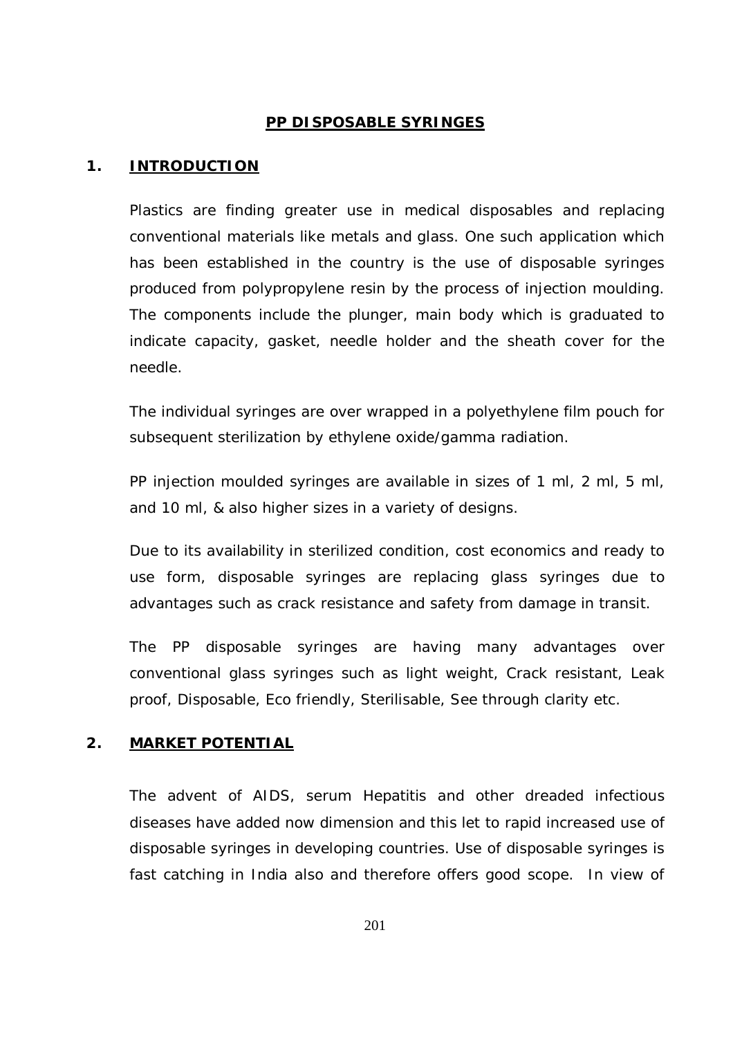# PP DISPOSABLE SYRINGES

## 1. INTRODUCTION

Plastics are finding greater use in medical disposables and replacing conventional materials like metals and glass. One such application which has been established in the country is the use of disposable syringes produced from polypropylene resin by the process of injection moulding. The components include the plunger, main body which is graduated to indicate capacity, gasket, needle holder and the sheath cover for the needle.

The individual syringes are over wrapped in a polyethylene film pouch for subsequent sterilization by ethylene oxide/gamma radiation.

PP injection moulded syringes are available in sizes of 1 ml, 2 ml, 5 ml, and 10 ml, & also higher sizes in a variety of designs.

Due to its availability in sterilized condition, cost economics and ready to use form, disposable syringes are replacing glass syringes due to advantages such as crack resistance and safety from damage in transit.

The PP disposable syringes are having many advantages over conventional glass syringes such as light weight, Crack resistant, Leak proof, Disposable, Eco friendly, Sterilisable, See through clarity etc.

## 2. MARKET POTENTIAL

The advent of AIDS, serum Hepatitis and other dreaded infectious diseases have added now dimension and this let to rapid increased use of disposable syringes in developing countries. Use of disposable syringes is fast catching in India also and therefore offers good scope. In view of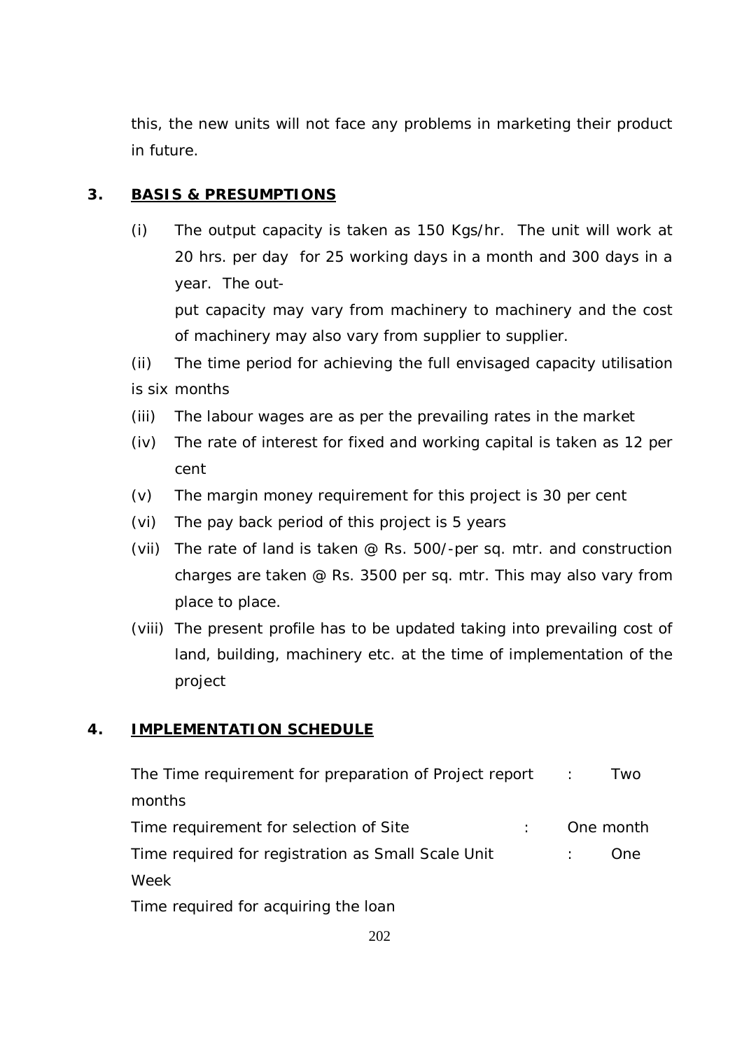this, the new units will not face any problems in marketing their product in future.

## 3. BASIS & PRESUMPTIONS

(i) The output capacity is taken as 150 Kgs/hr. The unit will work at 20 hrs. per day for 25 working days in a month and 300 days in a year. The out-put capacity may vary from machinery to machinery and the cost of machinery may also vary from supplier to supplier.

(ii) The time period for achieving the full envisaged capacity utilisation is six months

(iii) The labour wages are as per the prevailing rates in the market

(iv) The rate of interest for fixed and working capital is taken as 12 per cent

(v) The margin money requirement for this project is 30 per cent

(vi) The pay back period of this project is 5 years

(vii) The rate of land is taken @ Rs. 500/-per sq. mtr. and construction charges are taken @ Rs. 3500 per sq. mtr. This may also vary from place to place.

(viii) The present profile has to be updated taking into prevailing cost of land, building, machinery etc. at the time of implementation of the project

## 4. IMPLEMENTATION SCHEDULE

The Time requirement for preparation of Project report : Two months

Time requirement for selection of Site : One month

Time required for registration as Small Scale Unit : One Week

Time required for acquiring the loan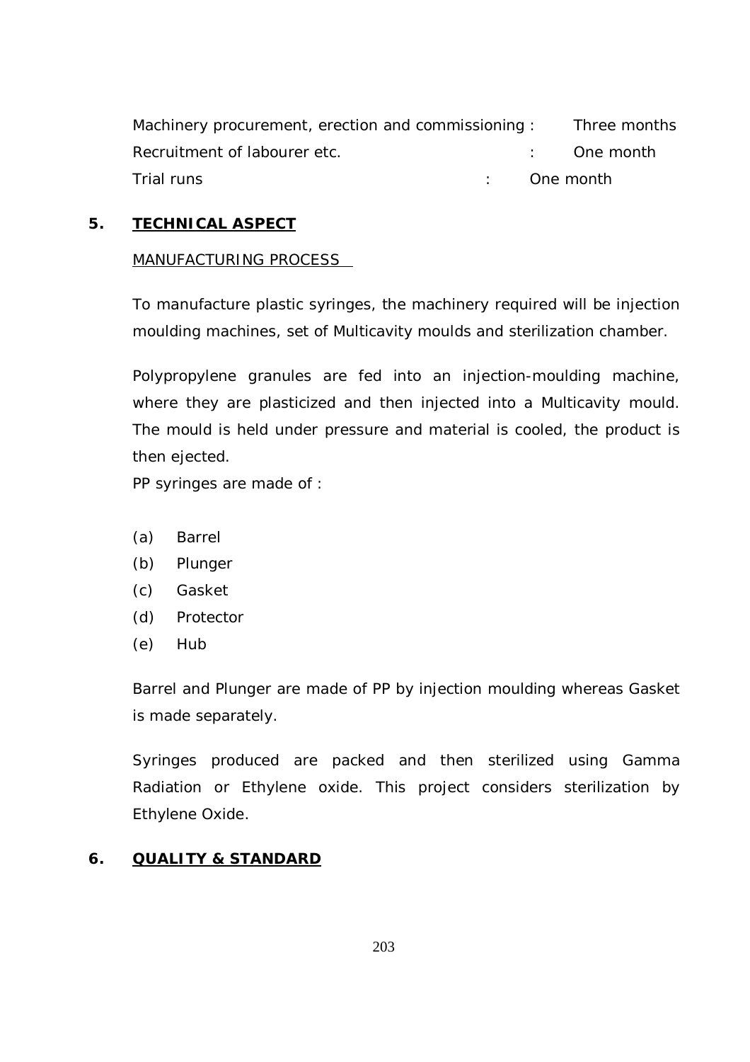| | | |
|---|---|---|
| Machinery procurement, erection and commissioning | : | Three months |
| Recruitment of labourer etc. | : | One month |
| Trial runs | : | One month |

## 5. TECHNICAL ASPECT

MANUFACTURING PROCESS

To manufacture plastic syringes, the machinery required will be injection moulding machines, set of Multicavity moulds and sterilization chamber.

Polypropylene granules are fed into an injection-moulding machine, where they are plasticized and then injected into a Multicavity mould. The mould is held under pressure and material is cooled, the product is then ejected.

PP syringes are made of :

(a) Barrel
(b) Plunger
(c) Gasket
(d) Protector
(e) Hub

Barrel and Plunger are made of PP by injection moulding whereas Gasket is made separately.

Syringes produced are packed and then sterilized using Gamma Radiation or Ethylene oxide. This project considers sterilization by Ethylene Oxide.

## 6. QUALITY & STANDARD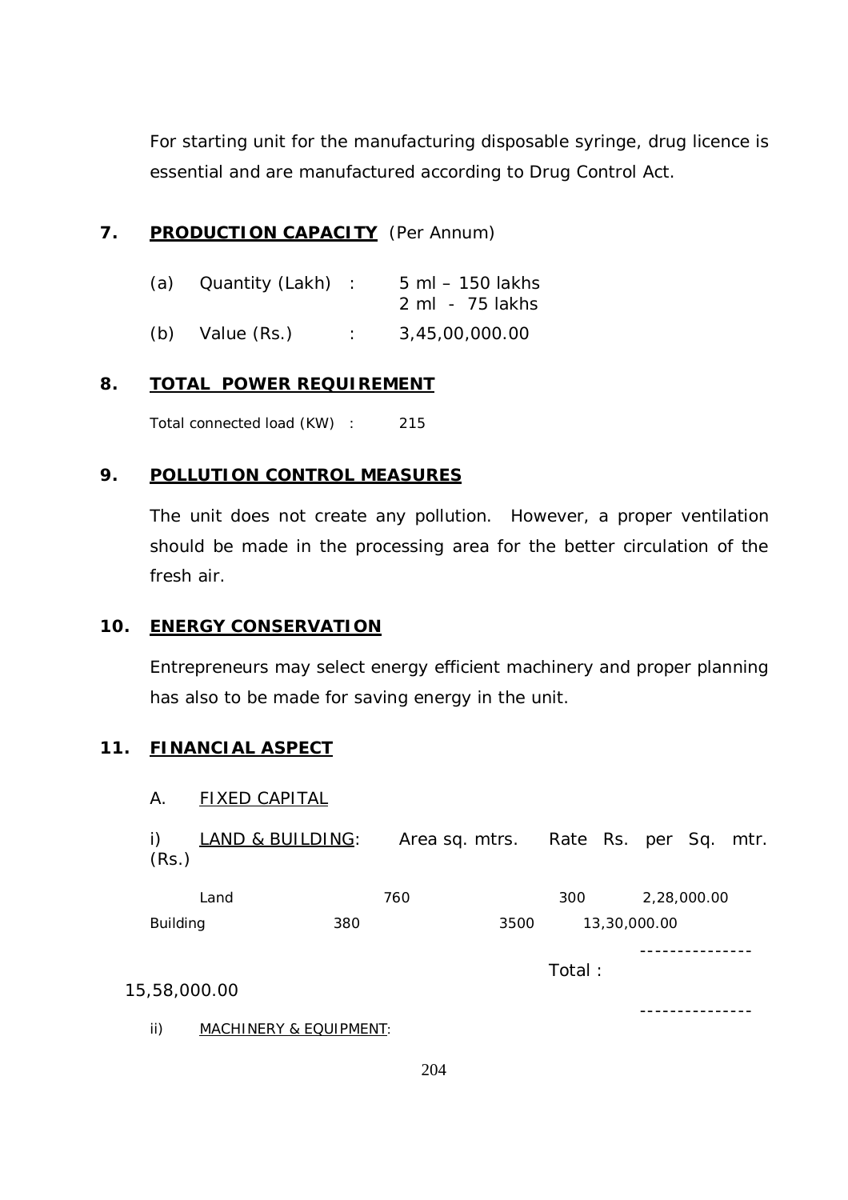For starting unit for the manufacturing disposable syringe, drug licence is essential and are manufactured according to Drug Control Act.

## 7. **PRODUCTION CAPACITY** (Per Annum)

| | | | |
|---|---|---|---|
| (a) | Quantity (Lakh) | : | 5 ml – 150 lakhs<br>2 ml - 75 lakhs |
| (b) | Value (Rs.) | : | 3,45,00,000.00 |

## 8. **TOTAL POWER REQUIREMENT**

Total connected load (KW) : 215

## 9. **POLLUTION CONTROL MEASURES**

The unit does not create any pollution. However, a proper ventilation should be made in the processing area for the better circulation of the fresh air.

## 10. **ENERGY CONSERVATION**

Entrepreneurs may select energy efficient machinery and proper planning has also to be made for saving energy in the unit.

## 11. **FINANCIAL ASPECT**

A. FIXED CAPITAL

i) LAND & BUILDING:

| | Area sq. mtrs. | Rate Rs. per Sq. mtr. | (Rs.) |
|---|---|---|---|
| Land | 760 | 300 | 2,28,000.00 |
| Building | 380 | 3500 | 13,30,000.00 |
| | | Total : | 15,58,000.00 |

ii) MACHINERY & EQUIPMENT: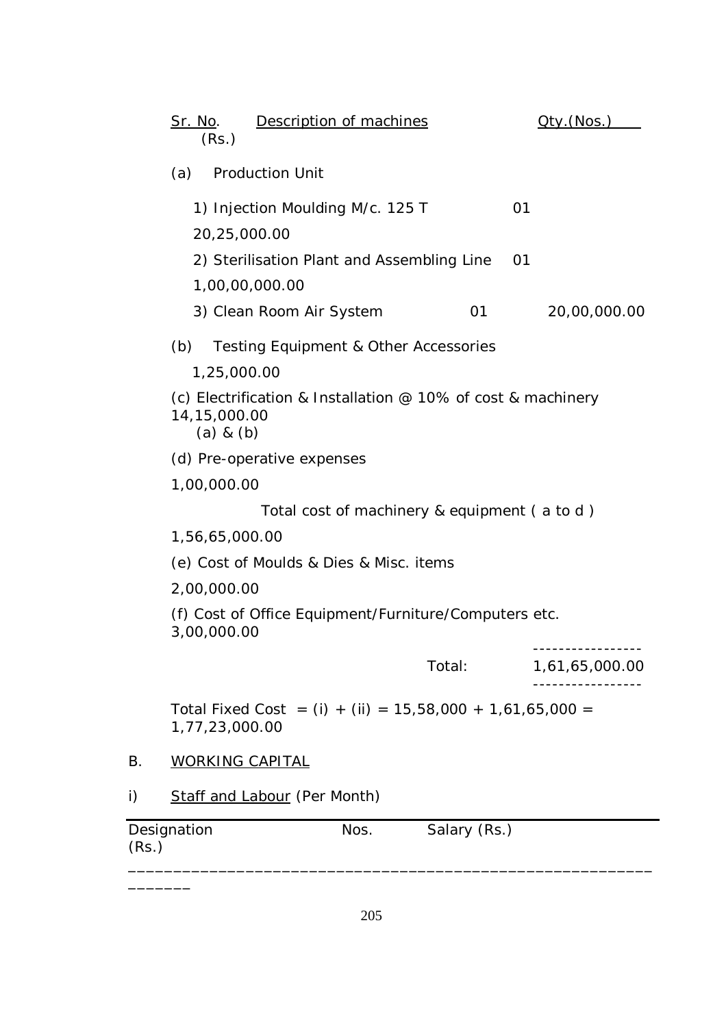| Sr. No. | Description of machines | Qty.(Nos.) | (Rs.) |
|---|---|---|---|
| (a) | Production Unit | | |
| | 1) Injection Moulding M/c. 125 T | 01 | 20,25,000.00 |
| | 2) Sterilisation Plant and Assembling Line | 01 | 1,00,00,000.00 |
| | 3) Clean Room Air System | 01 | 20,00,000.00 |
| (b) | Testing Equipment & Other Accessories | | 1,25,000.00 |
| (c) | Electrification & Installation @ 10% of cost & machinery (a) & (b) | | 14,15,000.00 |
| (d) | Pre-operative expenses | | 1,00,000.00 |
| | Total cost of machinery & equipment ( a to d ) | | 1,56,65,000.00 |
| (e) | Cost of Moulds & Dies & Misc. items | | 2,00,000.00 |
| (f) | Cost of Office Equipment/Furniture/Computers etc. | | 3,00,000.00 |
| | | Total: | 1,61,65,000.00 |

Total Fixed Cost = (i) + (ii) = 15,58,000 + 1,61,65,000 = 1,77,23,000.00

B. <u>WORKING CAPITAL</u>

i) <u>Staff and Labour</u> (Per Month)

| Designation | Nos. | Salary (Rs.) | (Rs.) |
|---|---|---|---|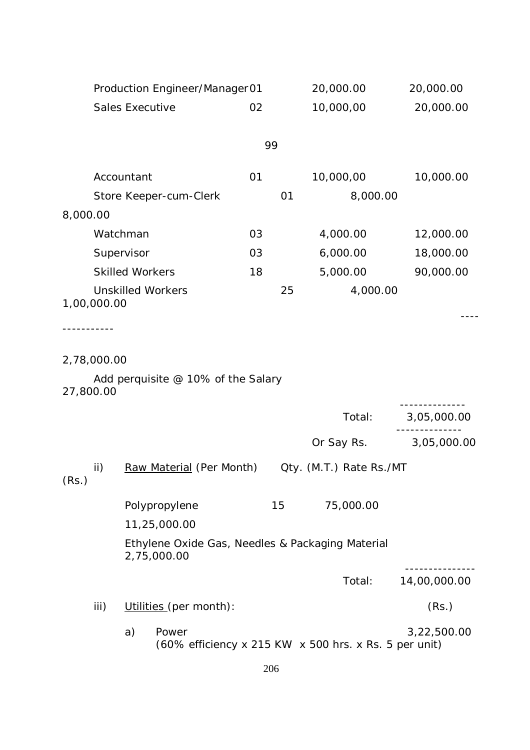| Designation | No. | Salary (Rs.) | Total (Rs.) |
|---|---|---|---|
| Production Engineer/Manager | 01 | 20,000.00 | 20,000.00 |
| Sales Executive | 02 | 10,000,00 | 20,000.00 |
| Accountant | 01 | 10,000,00 | 10,000.00 |
| Store Keeper-cum-Clerk | 01 | 8,000.00 | 8,000.00 |
| Watchman | 03 | 4,000.00 | 12,000.00 |
| Supervisor | 03 | 6,000.00 | 18,000.00 |
| Skilled Workers | 18 | 5,000.00 | 90,000.00 |
| Unskilled Workers | 25 | 4,000.00 | 1,00,000.00 |
| | | | 2,78,000.00 |
| Add perquisite @ 10% of the Salary | | | 27,800.00 |
| | | Total: | 3,05,000.00 |
| | | Or Say Rs. | 3,05,000.00 |

ii) Raw Material (Per Month)

| Item | Qty. (M.T.) | Rate Rs./MT | (Rs.) |
|---|---|---|---|
| Polypropylene | 15 | 75,000.00 | 11,25,000.00 |
| Ethylene Oxide Gas, Needles & Packaging Material | | | 2,75,000.00 |
| | | Total: | 14,00,000.00 |

iii) Utilities (per month): (Rs.)

a) Power — 3,22,500.00
(60% efficiency x 215 KW x 500 hrs. x Rs. 5 per unit)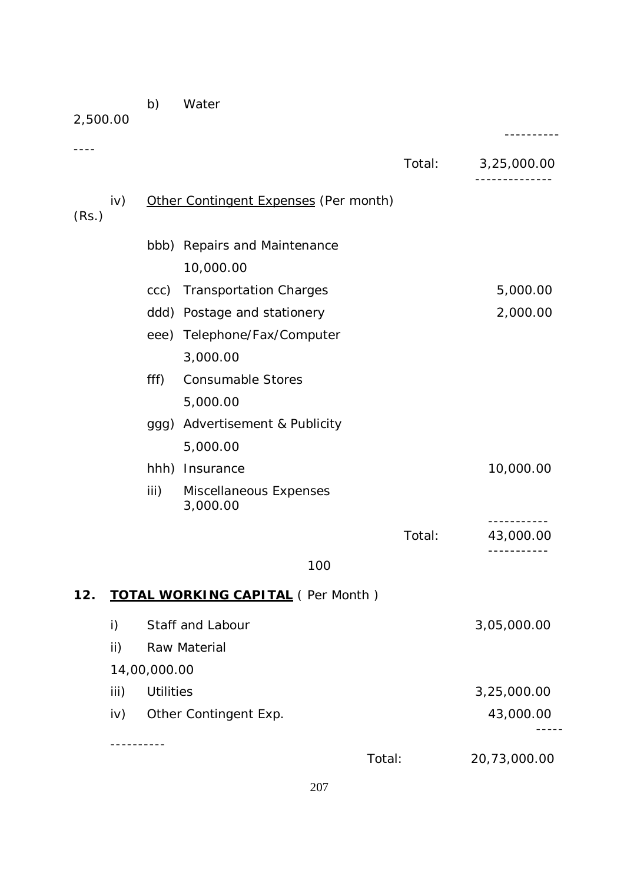| | | |
|---|---|---|
| b) | Water | 2,500.00 |
| | Total: | 3,25,000.00 |

iv) Other Contingent Expenses (Per month) (Rs.)

| | | |
|---|---|---|
| bbb) | Repairs and Maintenance | 10,000.00 |
| ccc) | Transportation Charges | 5,000.00 |
| ddd) | Postage and stationery | 2,000.00 |
| eee) | Telephone/Fax/Computer | 3,000.00 |
| fff) | Consumable Stores | 5,000.00 |
| ggg) | Advertisement & Publicity | 5,000.00 |
| hhh) | Insurance | 10,000.00 |
| iii) | Miscellaneous Expenses | 3,000.00 |
| | Total: | 43,000.00 |

100

## 12. TOTAL WORKING CAPITAL ( Per Month )

| | | |
|---|---|---|
| i) | Staff and Labour | 3,05,000.00 |
| ii) | Raw Material | 14,00,000.00 |
| iii) | Utilities | 3,25,000.00 |
| iv) | Other Contingent Exp. | 43,000.00 |
| | Total: | 20,73,000.00 |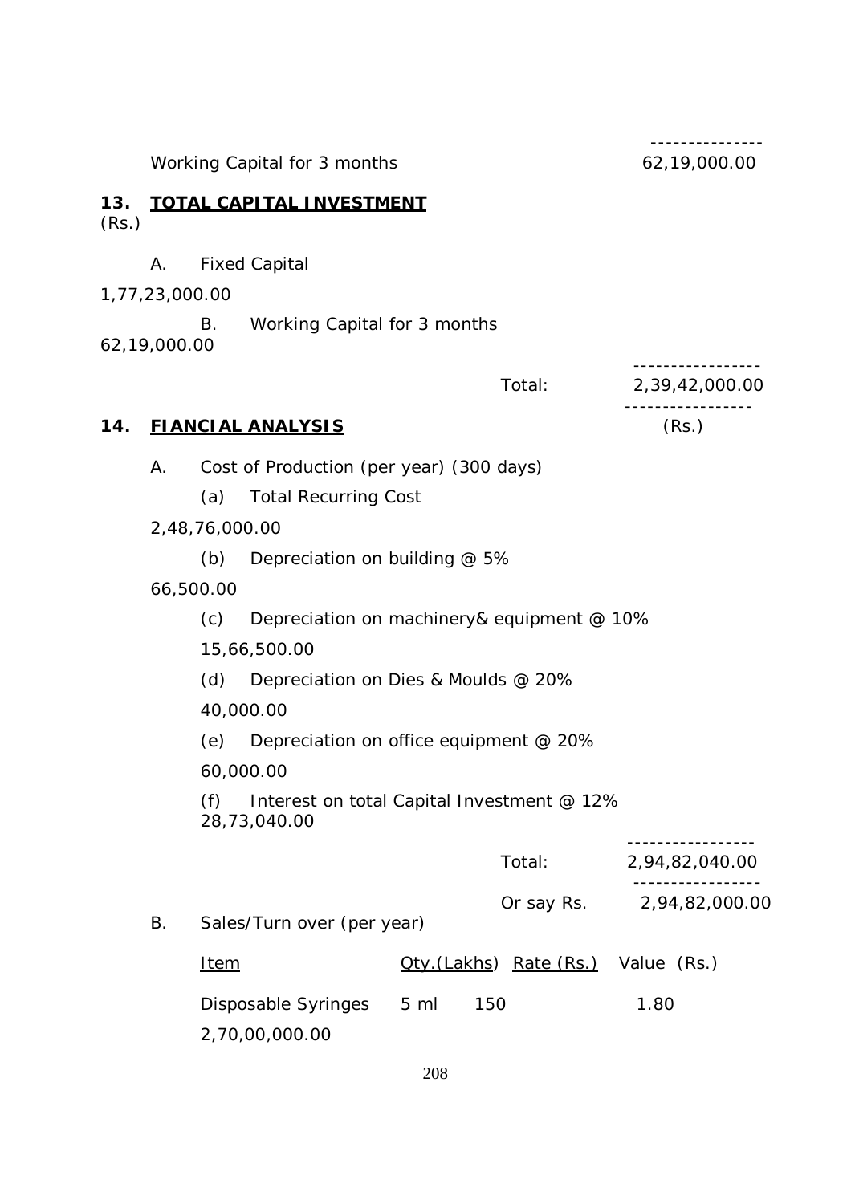---------------

Working Capital for 3 months 62,19,000.00

## 13. TOTAL CAPITAL INVESTMENT

(Rs.)

A. Fixed Capital 1,77,23,000.00

B. Working Capital for 3 months 62,19,000.00

-----------------

Total: 2,39,42,000.00

-----------------

## 14. FIANCIAL ANALYSIS

(Rs.)

A. Cost of Production (per year) (300 days)

(a) Total Recurring Cost 2,48,76,000.00

(b) Depreciation on building @ 5% 66,500.00

(c) Depreciation on machinery& equipment @ 10% 15,66,500.00

(d) Depreciation on Dies & Moulds @ 20% 40,000.00

(e) Depreciation on office equipment @ 20% 60,000.00

(f) Interest on total Capital Investment @ 12% 28,73,040.00

-----------------

Total: 2,94,82,040.00

-----------------

Or say Rs. 2,94,82,000.00

B. Sales/Turn over (per year)

| Item | Qty.(Lakhs) | Rate (Rs.) | Value (Rs.) |
|---|---|---|---|
| Disposable Syringes 5 ml | 150 | 1.80 | 2,70,00,000.00 |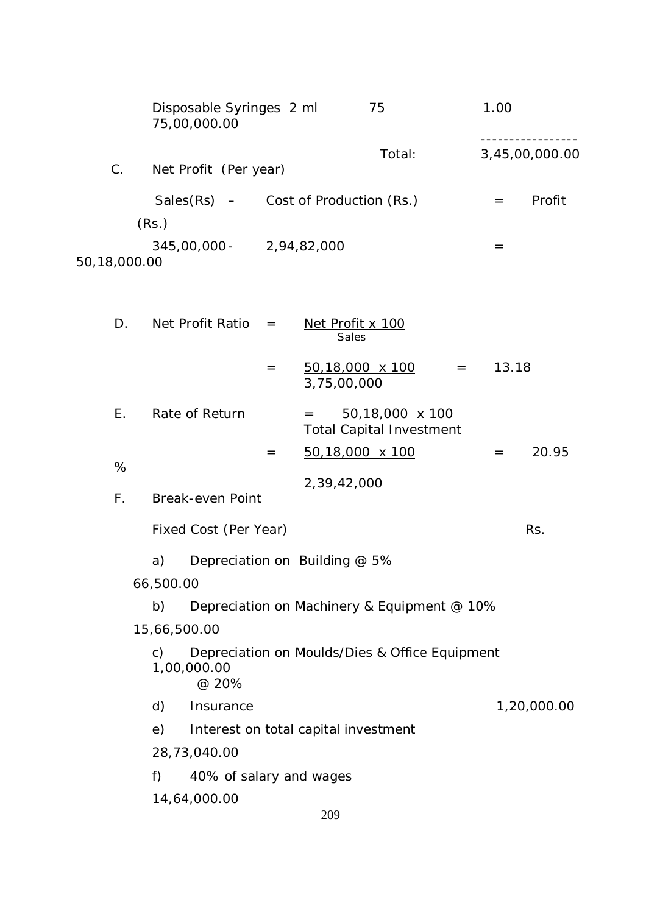| | | | |
|---|---|---|---|
| Disposable Syringes 2 ml | 75 | 1.00 | 75,00,000.00 |
| | | Total: | 3,45,00,000.00 |

C. Net Profit (Per year)

| Sales(Rs) – | Cost of Production (Rs.) | = | Profit (Rs.) |
|---|---|---|---|
| 345,00,000- | 2,94,82,000 | = | 50,18,000.00 |

D. Net Profit Ratio = $\frac{\text{Net Profit x 100}}{\text{Sales}}$

$= \frac{50,18,000 \text{ x } 100}{3,75,00,000} = 13.18$

E. Rate of Return = $\frac{50,18,000 \text{ x } 100}{\text{Total Capital Investment}}$

$= \frac{50,18,000 \text{ x } 100}{2,39,42,000} = 20.95$ %

F. Break-even Point

| Fixed Cost (Per Year) | Rs. |
|---|---|
| a) Depreciation on Building @ 5% | 66,500.00 |
| b) Depreciation on Machinery & Equipment @ 10% | 15,66,500.00 |
| c) Depreciation on Moulds/Dies & Office Equipment @ 20% | 1,00,000.00 |
| d) Insurance | 1,20,000.00 |
| e) Interest on total capital investment | 28,73,040.00 |
| f) 40% of salary and wages | 14,64,000.00 |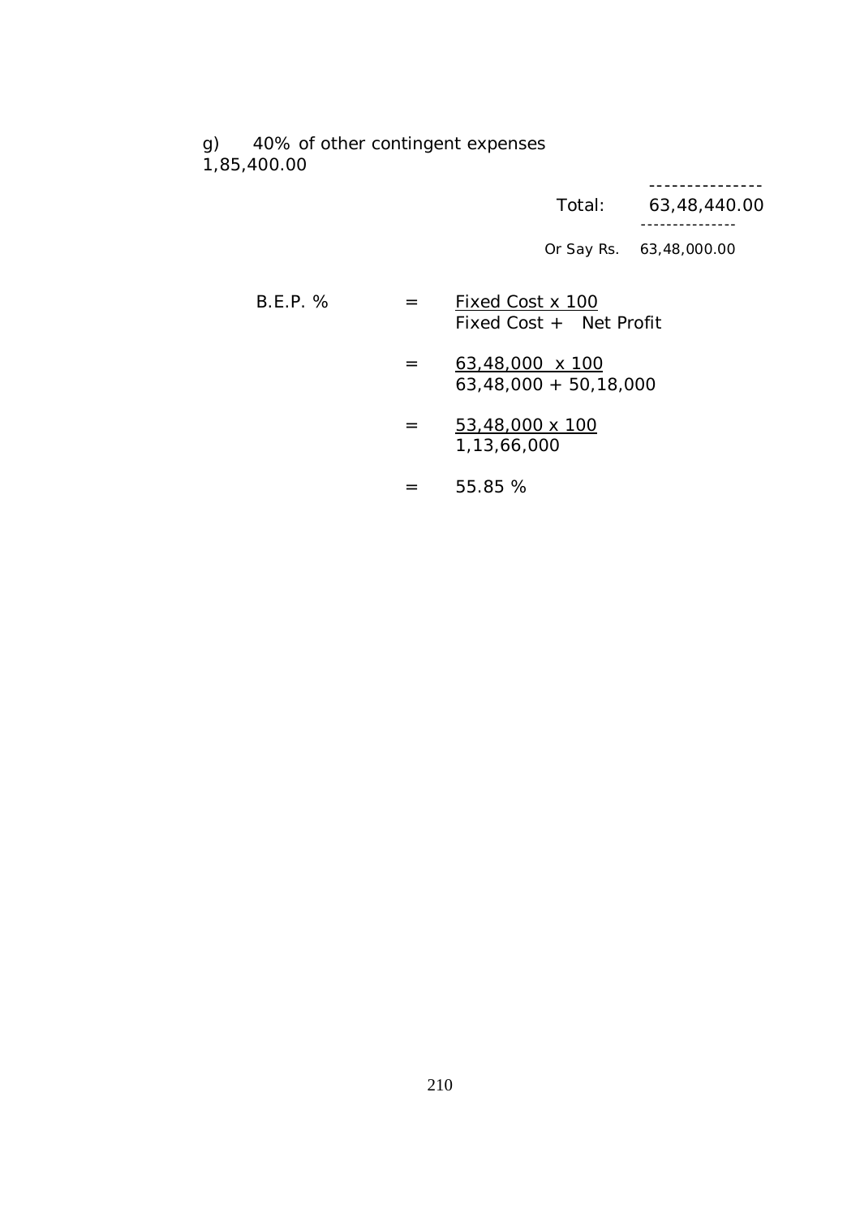g) 40% of other contingent expenses 1,85,400.00

---------------

Total: 63,48,440.00

---------------

Or Say Rs. 63,48,000.00

$$\text{B.E.P. \%} = \frac{\text{Fixed Cost x 100}}{\text{Fixed Cost + Net Profit}}$$

$$= \frac{63,48,000 \text{ x } 100}{63,48,000 + 50,18,000}$$

$$= \frac{53,48,000 \text{ x } 100}{1,13,66,000}$$

$$= 55.85 \%$$